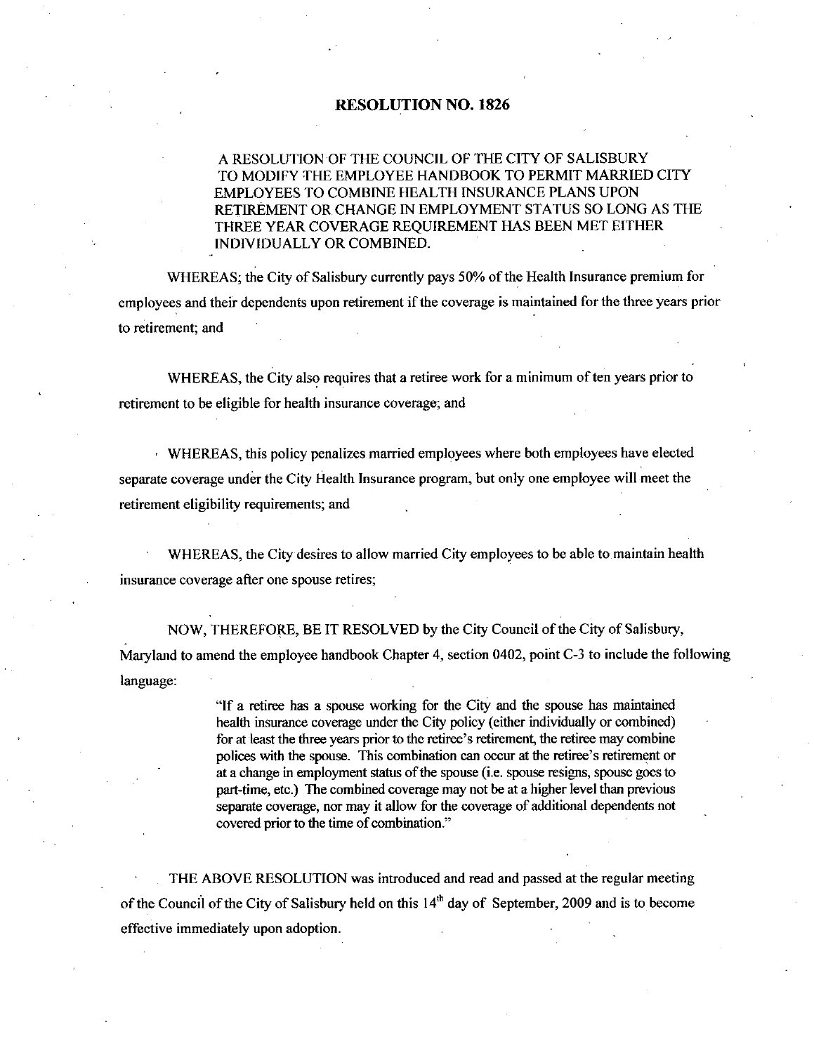# RESOLUTION NO. 1826

A RESOLUTION OF THE COUNCIL OF THE CITY OF SALISBURY TO MODIFY THE EMPLOYEE HANDBOOK TO PERMIT MARRIED CITY EMPLOYEES TO COMBINE HEALTH INSURANCE PLANS UPON RETIREMENT OR CHANGE IN EMPLOYMENT STATUS SO LONG AS THE THREE YEAR COVERAGE REQUIREMENT HAS BEEN MET EITHER INDIVIDUALLY OR COMBINED.

WHEREAS; the City of Salisbury currently pays 50% of the Health Insurance premium for employees and their dependents upon retirement if the coverage is maintained for the three years prior to retirement; and

WHEREAS, the City also requires that a retiree work for a minimum of ten years prior to retirement to be eligible for health insurance coverage; and

WHEREAS, this policy penalizes married employees where both employees have elected separate coverage under the City Health Insurance program, but only one employee will meet the retirement eligibility requirements; and

WHEREAS, the City desires to allow married City employees to be able to maintain health insurance coverage after one spouse retires;

NOW, THEREFORE, BE IT RESOLVED by the City Council of the City of Salisbury, Maryland to amend the employee handbook Chapter 4, section 0402, point C-3 to include the following language:

> "If a retiree has a spouse working for the City and the spouse has maintained health insurance coverage under the City policy (either individually or combined) for at least the three years prior to the retiree's retirement, the retiree may combine polices with the spouse. This combination can occur at the retiree's retirement or at a change in employment status of the spouse (i.e. spouse resigns, spouse goes to part-time, etc.) The combined coverage may not be at a higher level than previous separate coverage, nor may it allow for the coverage of additional dependents not covered prior to the time of combination."

THE ABOVE RESOLUTION was introduced and read and passed at the regular meeting of the Council of the City of Salisbury held on this 14th day of September, 2009 and is to become effective immediately upon adoption.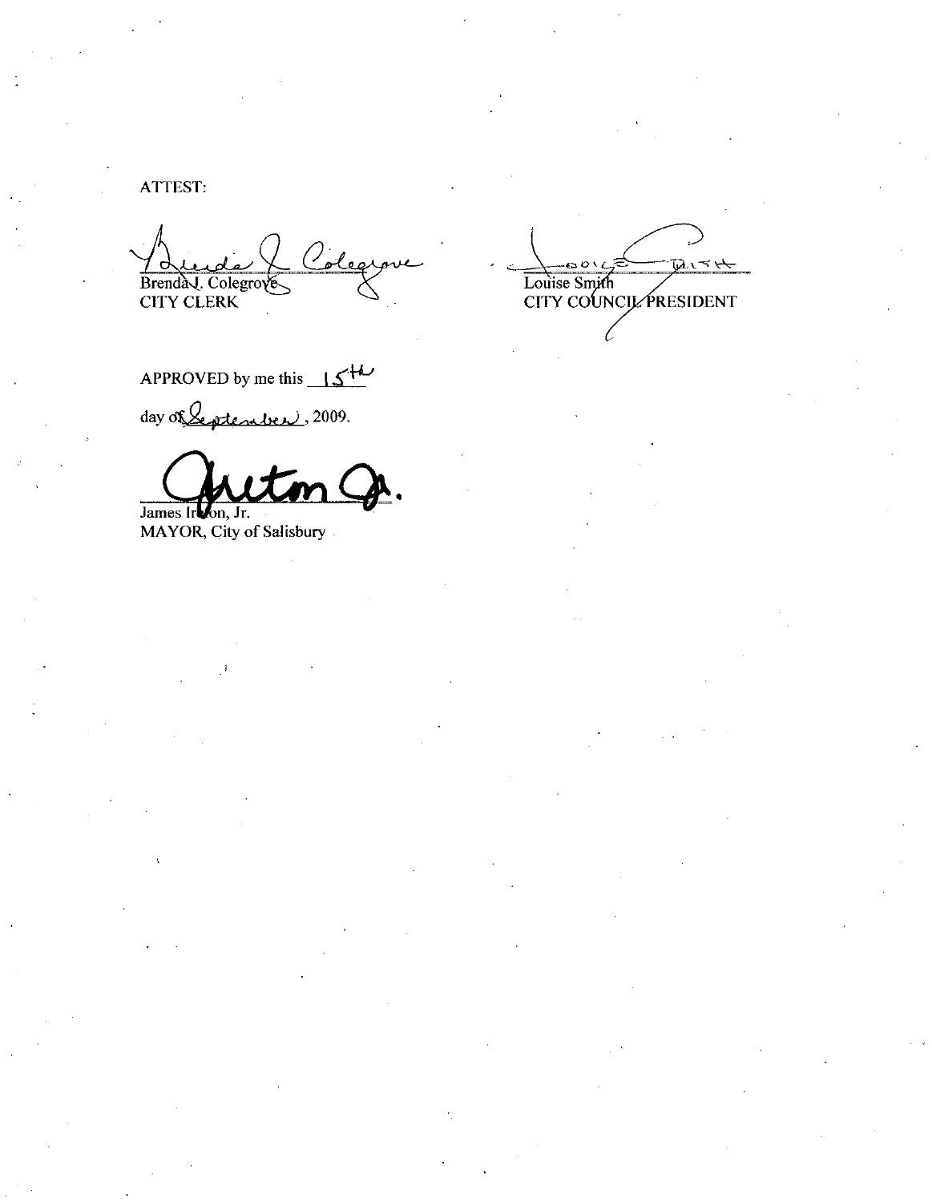ATTEST:

Brenda J. Colegrove
CITY CLERK

Louise Smith
CITY COUNCIL PRESIDENT

APPROVED by me this 15th

day of September, 2009.

James Ireton, Jr.
MAYOR, City of Salisbury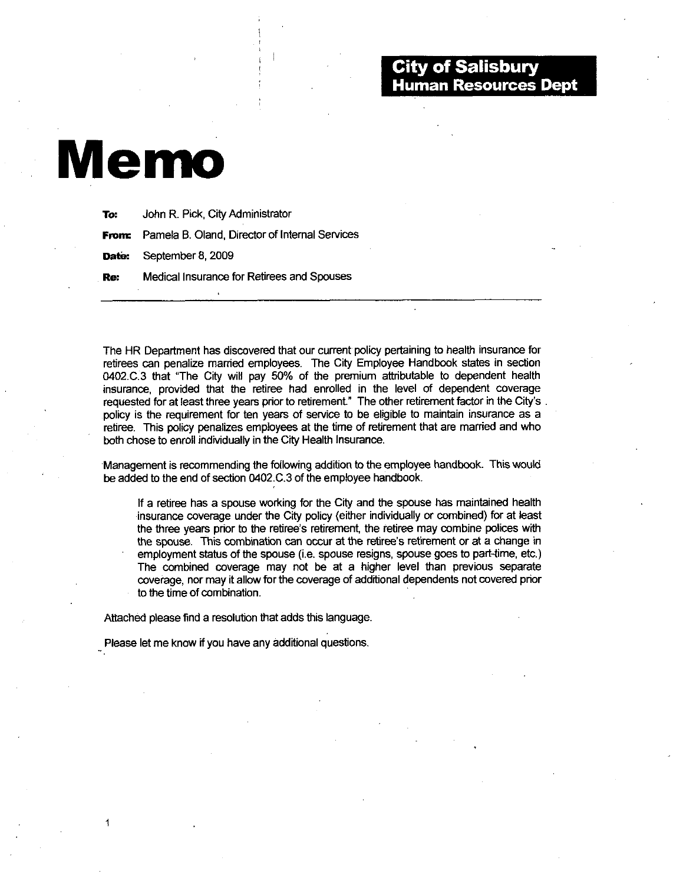**City of Salisbury**
**Human Resources Dept**

# Memo

**To:** John R. Pick, City Administrator

**From:** Pamela B. Oland, Director of Internal Services

**Date:** September 8, 2009

**Re:** Medical Insurance for Retirees and Spouses

---

The HR Department has discovered that our current policy pertaining to health insurance for retirees can penalize married employees. The City Employee Handbook states in section 0402.C.3 that "The City will pay 50% of the premium attributable to dependent health insurance, provided that the retiree had enrolled in the level of dependent coverage requested for at least three years prior to retirement." The other retirement factor in the City's policy is the requirement for ten years of service to be eligible to maintain insurance as a retiree. This policy penalizes employees at the time of retirement that are married and who both chose to enroll individually in the City Health Insurance.

Management is recommending the following addition to the employee handbook. This would be added to the end of section 0402.C.3 of the employee handbook.

> If a retiree has a spouse working for the City and the spouse has maintained health insurance coverage under the City policy (either individually or combined) for at least the three years prior to the retiree's retirement, the retiree may combine polices with the spouse. This combination can occur at the retiree's retirement or at a change in employment status of the spouse (i.e. spouse resigns, spouse goes to part-time, etc.) The combined coverage may not be at a higher level than previous separate coverage, nor may it allow for the coverage of additional dependents not covered prior to the time of combination.

Attached please find a resolution that adds this language.

Please let me know if you have any additional questions.